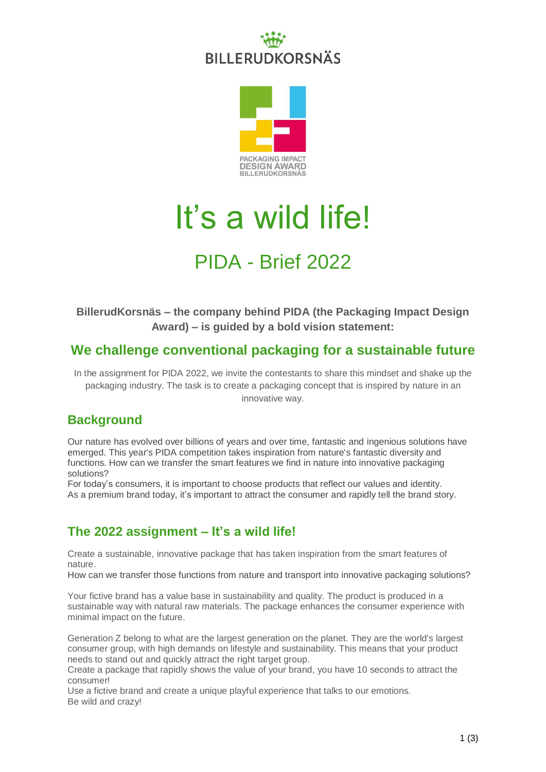# It’s a wild life!

## PIDA - Brief 2022

**BillerudKorsnäs – the company behind PIDA (the Packaging Impact Design Award) – is guided by a bold vision statement:**

### We challenge conventional packaging for a sustainable future

In the assignment for PIDA 2022, we invite the contestants to share this mindset and shake up the packaging industry. The task is to create a packaging concept that is inspired by nature in an innovative way.

## Background

Our nature has evolved over billions of years and over time, fantastic and ingenious solutions have emerged. This year's PIDA competition takes inspiration from nature's fantastic diversity and functions. How can we transfer the smart features we find in nature into innovative packaging solutions?
For today’s consumers, it is important to choose products that reflect our values and identity. As a premium brand today, it’s important to attract the consumer and rapidly tell the brand story.

## The 2022 assignment – It’s a wild life!

Create a sustainable, innovative package that has taken inspiration from the smart features of nature.
How can we transfer those functions from nature and transport into innovative packaging solutions?

Your fictive brand has a value base in sustainability and quality. The product is produced in a sustainable way with natural raw materials. The package enhances the consumer experience with minimal impact on the future.

Generation Z belong to what are the largest generation on the planet. They are the world's largest consumer group, with high demands on lifestyle and sustainability. This means that your product needs to stand out and quickly attract the right target group.
Create a package that rapidly shows the value of your brand, you have 10 seconds to attract the consumer!
Use a fictive brand and create a unique playful experience that talks to our emotions.
Be wild and crazy!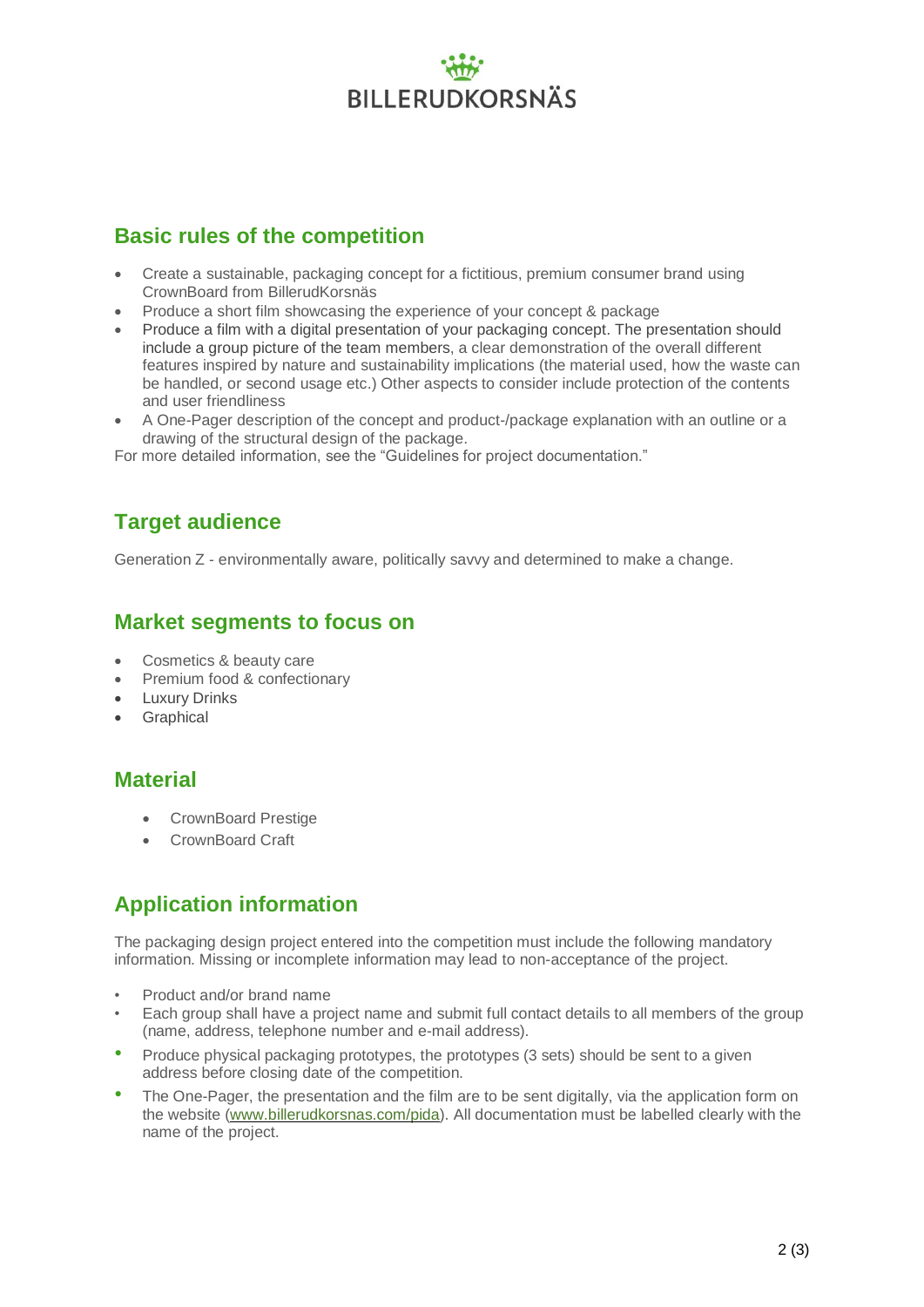## Basic rules of the competition

- Create a sustainable, packaging concept for a fictitious, premium consumer brand using CrownBoard from BillerudKorsnäs
- Produce a short film showcasing the experience of your concept & package
- Produce a film with a digital presentation of your packaging concept. The presentation should include a group picture of the team members, a clear demonstration of the overall different features inspired by nature and sustainability implications (the material used, how the waste can be handled, or second usage etc.) Other aspects to consider include protection of the contents and user friendliness
- A One-Pager description of the concept and product-/package explanation with an outline or a drawing of the structural design of the package.

For more detailed information, see the “Guidelines for project documentation.”

## Target audience

Generation Z - environmentally aware, politically savvy and determined to make a change.

## Market segments to focus on

- Cosmetics & beauty care
- Premium food & confectionary
- Luxury Drinks
- Graphical

## Material

- CrownBoard Prestige
- CrownBoard Craft

## Application information

The packaging design project entered into the competition must include the following mandatory information. Missing or incomplete information may lead to non-acceptance of the project.

- Product and/or brand name
- Each group shall have a project name and submit full contact details to all members of the group (name, address, telephone number and e-mail address).
- Produce physical packaging prototypes, the prototypes (3 sets) should be sent to a given address before closing date of the competition.
- The One-Pager, the presentation and the film are to be sent digitally, via the application form on the website ([www.billerudkorsnas.com/pida](www.billerudkorsnas.com/pida)). All documentation must be labelled clearly with the name of the project.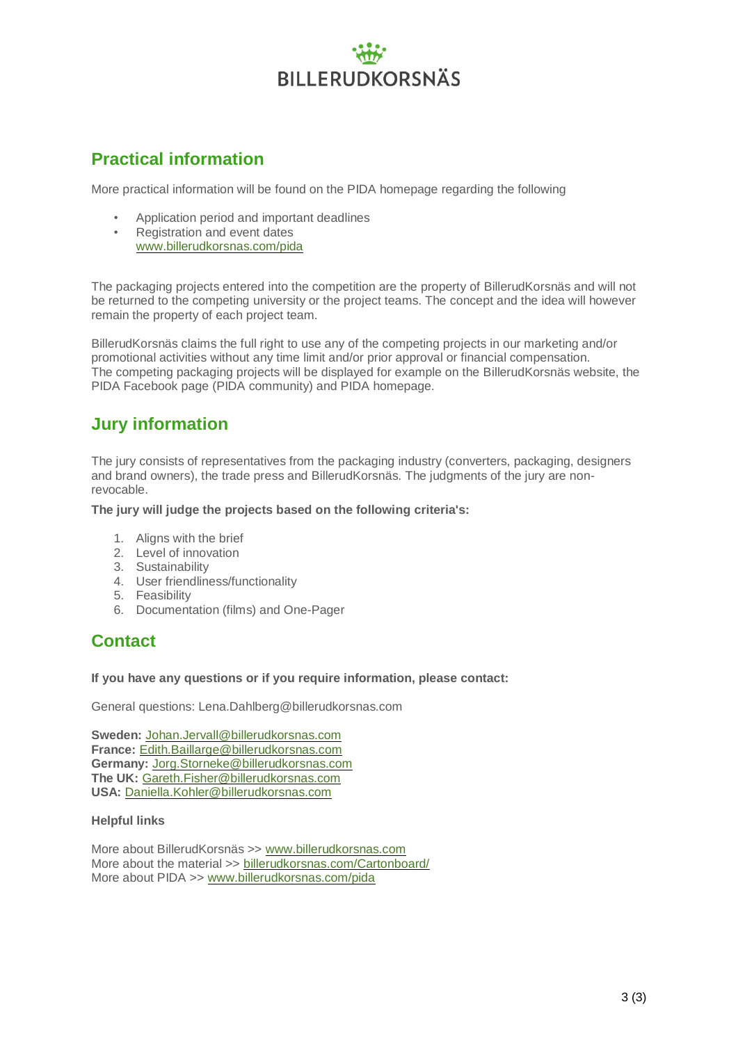## Practical information

More practical information will be found on the PIDA homepage regarding the following

- Application period and important deadlines
- Registration and event dates
  www.billerudkorsnas.com/pida

The packaging projects entered into the competition are the property of BillerudKorsnäs and will not be returned to the competing university or the project teams. The concept and the idea will however remain the property of each project team.

BillerudKorsnäs claims the full right to use any of the competing projects in our marketing and/or promotional activities without any time limit and/or prior approval or financial compensation.
The competing packaging projects will be displayed for example on the BillerudKorsnäs website, the PIDA Facebook page (PIDA community) and PIDA homepage.

## Jury information

The jury consists of representatives from the packaging industry (converters, packaging, designers and brand owners), the trade press and BillerudKorsnäs. The judgments of the jury are non-revocable.

**The jury will judge the projects based on the following criteria's:**

1. Aligns with the brief
2. Level of innovation
3. Sustainability
4. User friendliness/functionality
5. Feasibility
6. Documentation (films) and One-Pager

## Contact

**If you have any questions or if you require information, please contact:**

General questions: Lena.Dahlberg@billerudkorsnas.com

**Sweden:** Johan.Jervall@billerudkorsnas.com
**France:** Edith.Baillarge@billerudkorsnas.com
**Germany:** Jorg.Storneke@billerudkorsnas.com
**The UK:** Gareth.Fisher@billerudkorsnas.com
**USA:** Daniella.Kohler@billerudkorsnas.com

**Helpful links**

More about BillerudKorsnäs >> www.billerudkorsnas.com
More about the material >> billerudkorsnas.com/Cartonboard/
More about PIDA >> www.billerudkorsnas.com/pida